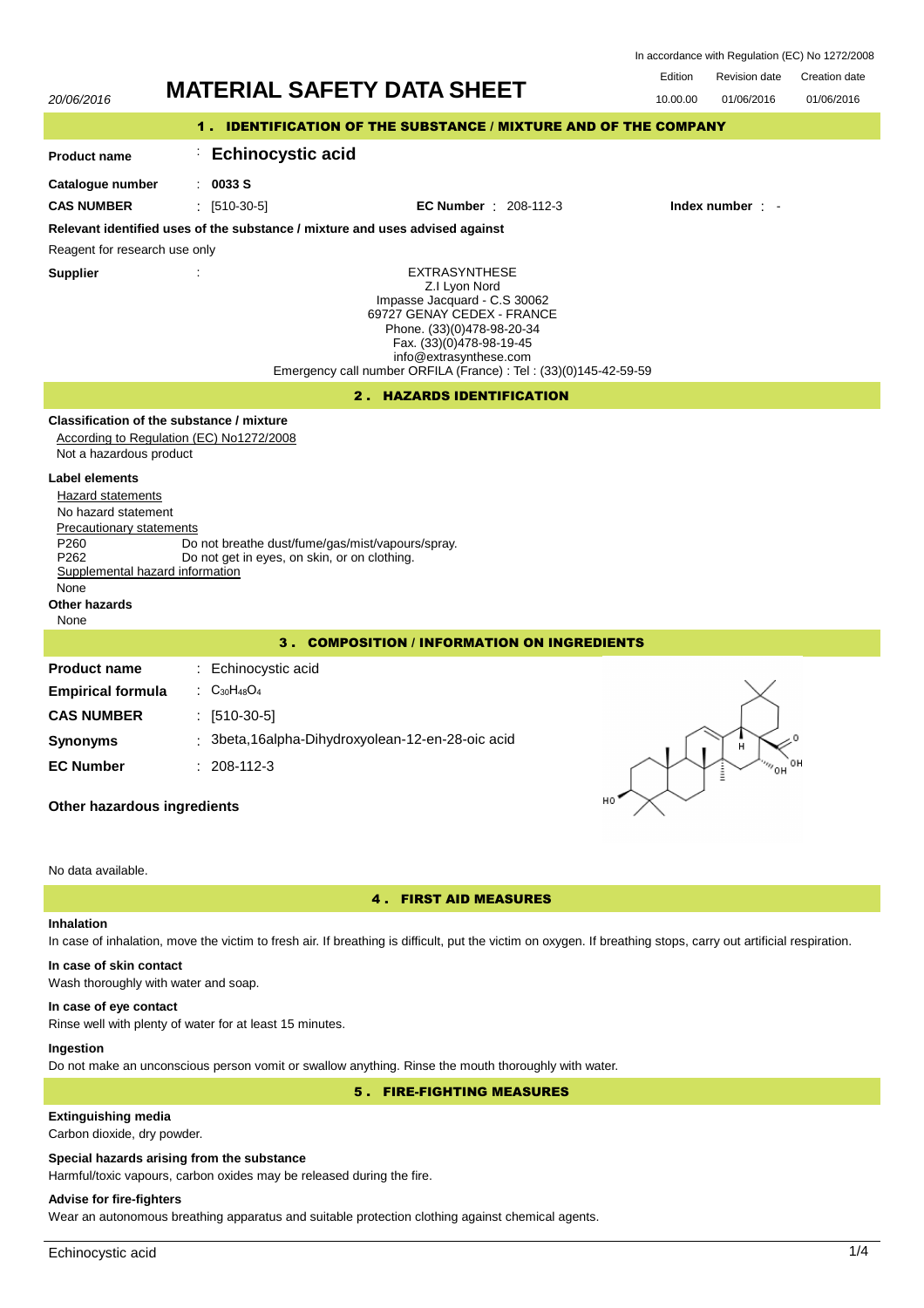In accordance with Regulation (EC) No 1272/2008

| Edition | Revision date | Creation date |
|---|---|---|
| 10.00.00 | 01/06/2016 | 01/06/2016 |

20/06/2016

# MATERIAL SAFETY DATA SHEET

## 1 . IDENTIFICATION OF THE SUBSTANCE / MIXTURE AND OF THE COMPANY

**Product name** : **Echinocystic acid**

**Catalogue number** : **0033 S**

**CAS NUMBER** : [510-30-5]    **EC Number** : 208-112-3    **Index number** : -

**Relevant identified uses of the substance / mixture and uses advised against**

Reagent for research use only

**Supplier** :

EXTRASYNTHESE
Z.I Lyon Nord
Impasse Jacquard - C.S 30062
69727 GENAY CEDEX - FRANCE
Phone. (33)(0)478-98-20-34
Fax. (33)(0)478-98-19-45
info@extrasynthese.com
Emergency call number ORFILA (France) : Tel : (33)(0)145-42-59-59

## 2 . HAZARDS IDENTIFICATION

**Classification of the substance / mixture**

According to Regulation (EC) No1272/2008

Not a hazardous product

**Label elements**

Hazard statements

No hazard statement

Precautionary statements

P260 Do not breathe dust/fume/gas/mist/vapours/spray.
P262 Do not get in eyes, on skin, or on clothing.

Supplemental hazard information

None

**Other hazards**

None

## 3 . COMPOSITION / INFORMATION ON INGREDIENTS

| | |
|---|---|
| **Product name** | : Echinocystic acid |
| **Empirical formula** | : $C_{30}H_{48}O_4$ |
| **CAS NUMBER** | : [510-30-5] |
| **Synonyms** | : 3beta,16alpha-Dihydroxyolean-12-en-28-oic acid |
| **EC Number** | : 208-112-3 |

**Other hazardous ingredients**

No data available.

## 4 . FIRST AID MEASURES

**Inhalation**

In case of inhalation, move the victim to fresh air. If breathing is difficult, put the victim on oxygen. If breathing stops, carry out artificial respiration.

**In case of skin contact**

Wash thoroughly with water and soap.

**In case of eye contact**

Rinse well with plenty of water for at least 15 minutes.

**Ingestion**

Do not make an unconscious person vomit or swallow anything. Rinse the mouth thoroughly with water.

## 5 . FIRE-FIGHTING MEASURES

**Extinguishing media**

Carbon dioxide, dry powder.

**Special hazards arising from the substance**

Harmful/toxic vapours, carbon oxides may be released during the fire.

**Advise for fire-fighters**

Wear an autonomous breathing apparatus and suitable protection clothing against chemical agents.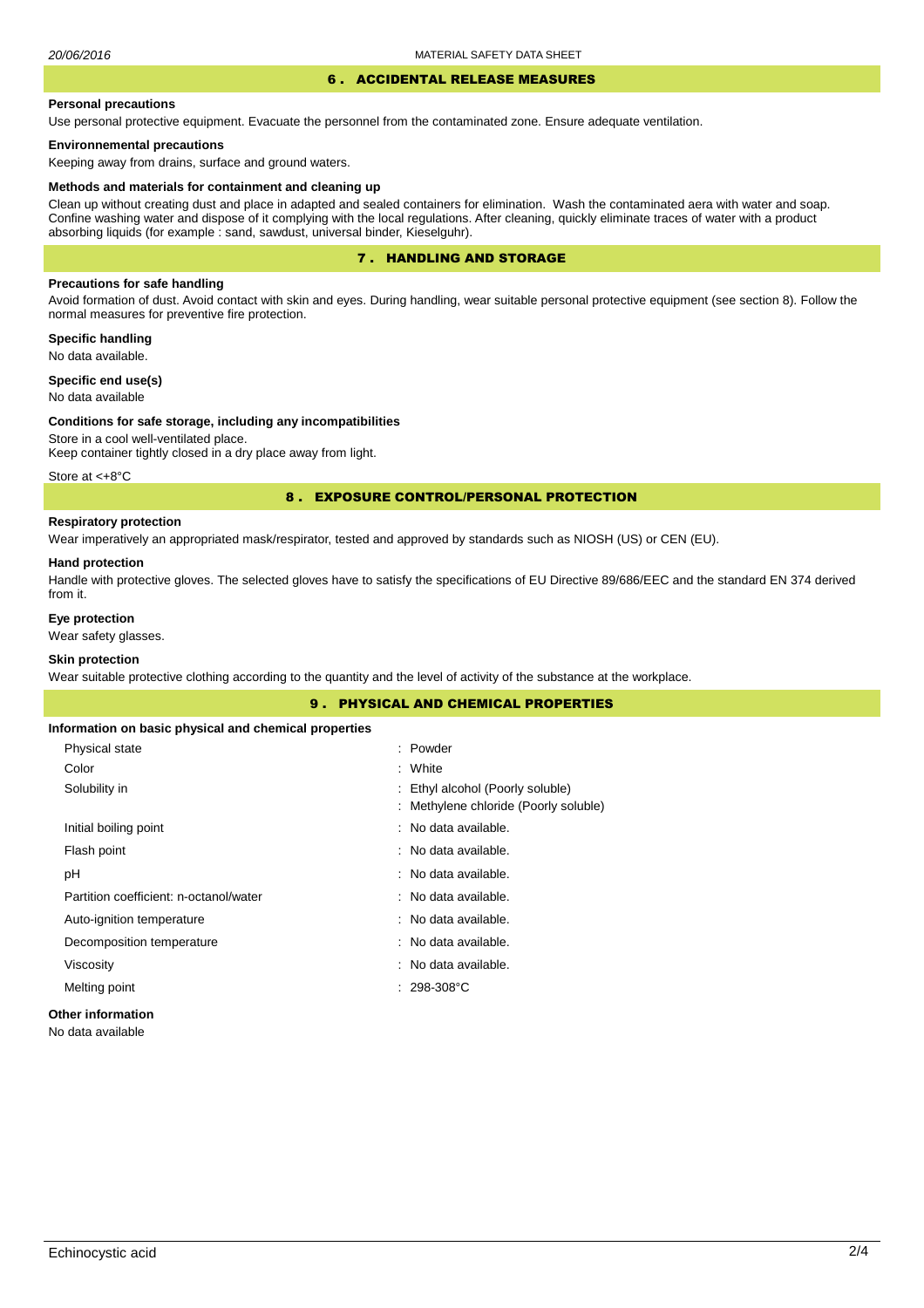## 6 . ACCIDENTAL RELEASE MEASURES

**Personal precautions**

Use personal protective equipment. Evacuate the personnel from the contaminated zone. Ensure adequate ventilation.

**Environnemental precautions**

Keeping away from drains, surface and ground waters.

**Methods and materials for containment and cleaning up**

Clean up without creating dust and place in adapted and sealed containers for elimination. Wash the contaminated aera with water and soap. Confine washing water and dispose of it complying with the local regulations. After cleaning, quickly eliminate traces of water with a product absorbing liquids (for example : sand, sawdust, universal binder, Kieselguhr).

## 7 . HANDLING AND STORAGE

**Precautions for safe handling**

Avoid formation of dust. Avoid contact with skin and eyes. During handling, wear suitable personal protective equipment (see section 8). Follow the normal measures for preventive fire protection.

**Specific handling**

No data available.

**Specific end use(s)**

No data available

**Conditions for safe storage, including any incompatibilities**

Store in a cool well-ventilated place.
Keep container tightly closed in a dry place away from light.

Store at <+8°C

## 8 . EXPOSURE CONTROL/PERSONAL PROTECTION

**Respiratory protection**

Wear imperatively an appropriated mask/respirator, tested and approved by standards such as NIOSH (US) or CEN (EU).

**Hand protection**

Handle with protective gloves. The selected gloves have to satisfy the specifications of EU Directive 89/686/EEC and the standard EN 374 derived from it.

**Eye protection**

Wear safety glasses.

**Skin protection**

Wear suitable protective clothing according to the quantity and the level of activity of the substance at the workplace.

## 9 . PHYSICAL AND CHEMICAL PROPERTIES

**Information on basic physical and chemical properties**

| | |
|---|---|
| Physical state | : Powder |
| Color | : White |
| Solubility in | : Ethyl alcohol (Poorly soluble)<br>: Methylene chloride (Poorly soluble) |
| Initial boiling point | : No data available. |
| Flash point | : No data available. |
| pH | : No data available. |
| Partition coefficient: n-octanol/water | : No data available. |
| Auto-ignition temperature | : No data available. |
| Decomposition temperature | : No data available. |
| Viscosity | : No data available. |
| Melting point | : 298-308°C |

**Other information**

No data available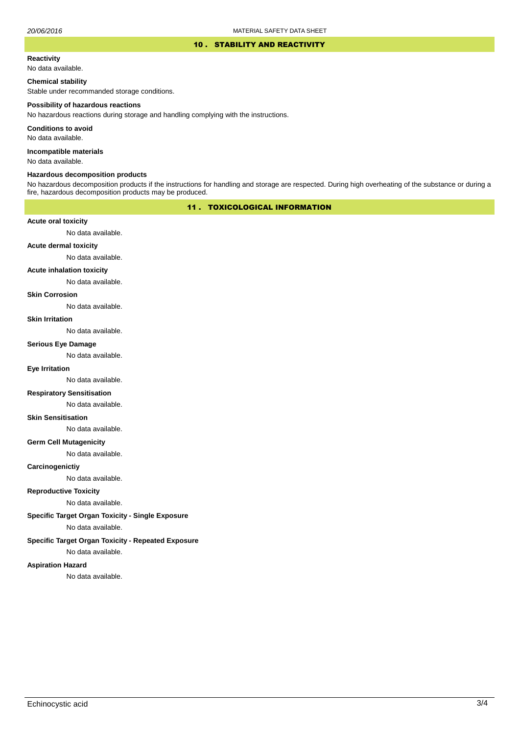## 10 . STABILITY AND REACTIVITY

**Reactivity**

No data available.

**Chemical stability**

Stable under recommanded storage conditions.

**Possibility of hazardous reactions**

No hazardous reactions during storage and handling complying with the instructions.

**Conditions to avoid**

No data available.

**Incompatible materials**

No data available.

**Hazardous decomposition products**

No hazardous decomposition products if the instructions for handling and storage are respected. During high overheating of the substance or during a fire, hazardous decomposition products may be produced.

## 11 . TOXICOLOGICAL INFORMATION

**Acute oral toxicity**

No data available.

**Acute dermal toxicity**

No data available.

**Acute inhalation toxicity**

No data available.

**Skin Corrosion**

No data available.

**Skin Irritation**

No data available.

**Serious Eye Damage**

No data available.

**Eye Irritation**

No data available.

**Respiratory Sensitisation**

No data available.

**Skin Sensitisation**

No data available.

**Germ Cell Mutagenicity**

No data available.

**Carcinogenictiy**

No data available.

**Reproductive Toxicity**

No data available.

**Specific Target Organ Toxicity - Single Exposure**

No data available.

**Specific Target Organ Toxicity - Repeated Exposure**

No data available.

**Aspiration Hazard**

No data available.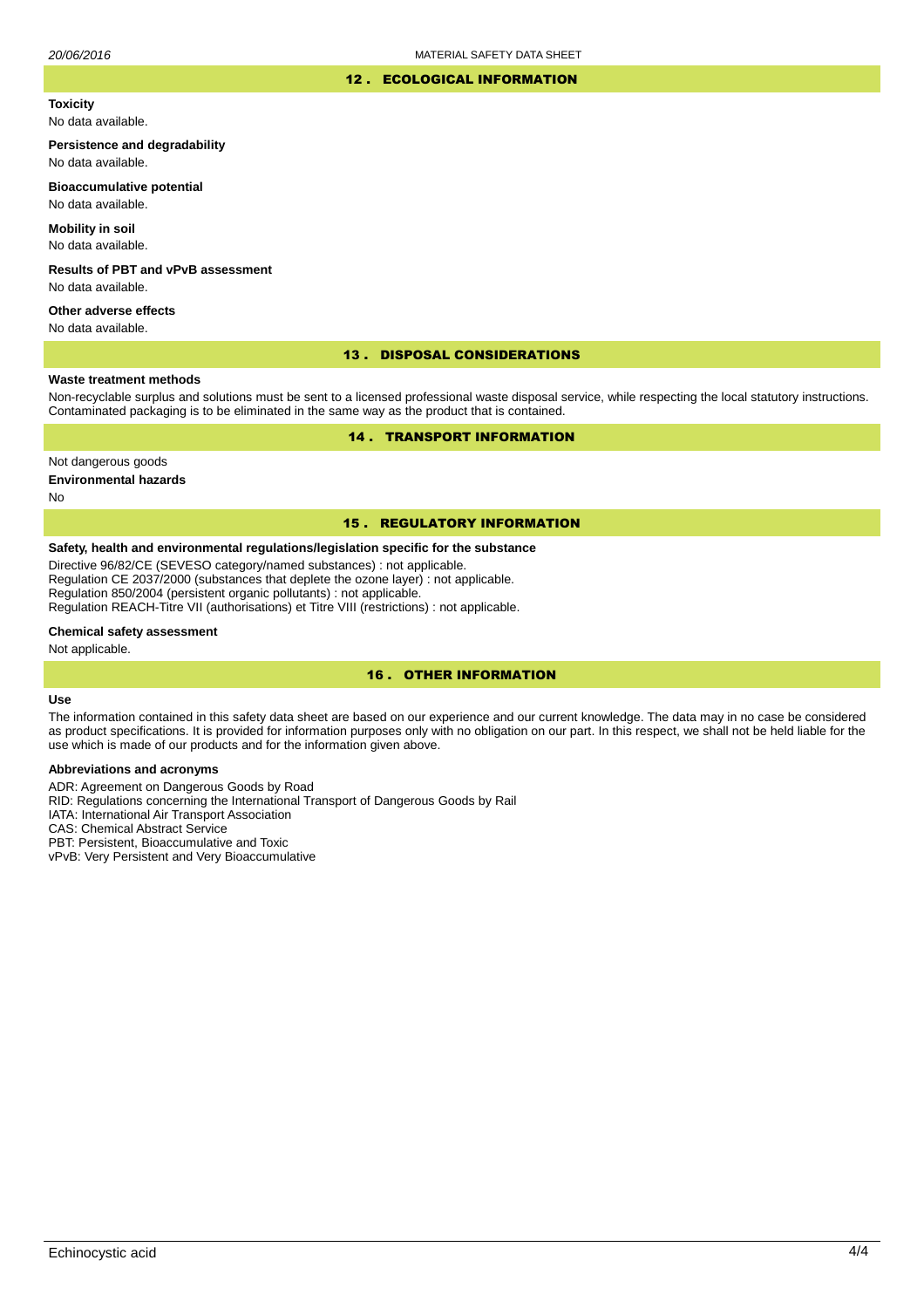## 12 . ECOLOGICAL INFORMATION

**Toxicity**

No data available.

**Persistence and degradability**

No data available.

**Bioaccumulative potential**

No data available.

**Mobility in soil**

No data available.

**Results of PBT and vPvB assessment**

No data available.

**Other adverse effects**

No data available.

## 13 . DISPOSAL CONSIDERATIONS

**Waste treatment methods**

Non-recyclable surplus and solutions must be sent to a licensed professional waste disposal service, while respecting the local statutory instructions. Contaminated packaging is to be eliminated in the same way as the product that is contained.

## 14 . TRANSPORT INFORMATION

Not dangerous goods

**Environmental hazards**

No

## 15 . REGULATORY INFORMATION

**Safety, health and environmental regulations/legislation specific for the substance**

Directive 96/82/CE (SEVESO category/named substances) : not applicable.
Regulation CE 2037/2000 (substances that deplete the ozone layer) : not applicable.
Regulation 850/2004 (persistent organic pollutants) : not applicable.
Regulation REACH-Titre VII (authorisations) et Titre VIII (restrictions) : not applicable.

**Chemical safety assessment**

Not applicable.

## 16 . OTHER INFORMATION

**Use**

The information contained in this safety data sheet are based on our experience and our current knowledge. The data may in no case be considered as product specifications. It is provided for information purposes only with no obligation on our part. In this respect, we shall not be held liable for the use which is made of our products and for the information given above.

**Abbreviations and acronyms**

ADR: Agreement on Dangerous Goods by Road
RID: Regulations concerning the International Transport of Dangerous Goods by Rail
IATA: International Air Transport Association
CAS: Chemical Abstract Service
PBT: Persistent, Bioaccumulative and Toxic
vPvB: Very Persistent and Very Bioaccumulative